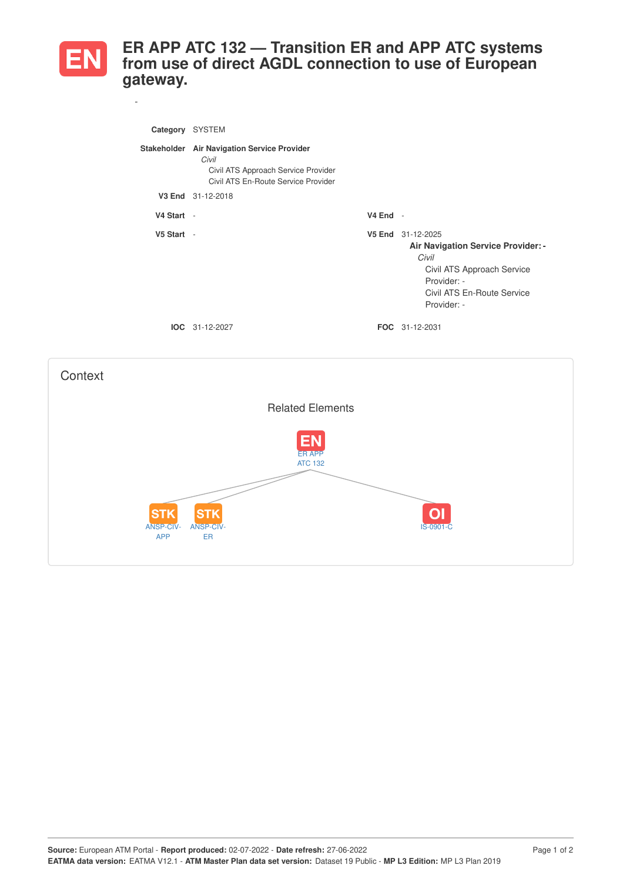# EN ER APP ATC 132 — Transition ER and APP ATC systems from use of direct AGDL connection to use of European gateway.

-

**Category** SYSTEM

**Stakeholder** **Air Navigation Service Provider**
*Civil*
Civil ATS Approach Service Provider
Civil ATS En-Route Service Provider

**V3 End** 31-12-2018

**V4 Start** -

**V4 End** -

**V5 Start** -

**V5 End** 31-12-2025
**Air Navigation Service Provider: -**
*Civil*
Civil ATS Approach Service Provider: -
Civil ATS En-Route Service Provider: -

**IOC** 31-12-2027

**FOC** 31-12-2031

## Context

### Related Elements

EN ER APP ATC 132

STK ANSP-CIV-APP

STK ANSP-CIV-ER

OI IS-0901-C

**Source:** European ATM Portal - **Report produced:** 02-07-2022 - **Date refresh:** 27-06-2022
**EATMA data version:** EATMA V12.1 - **ATM Master Plan data set version:** Dataset 19 Public - **MP L3 Edition:** MP L3 Plan 2019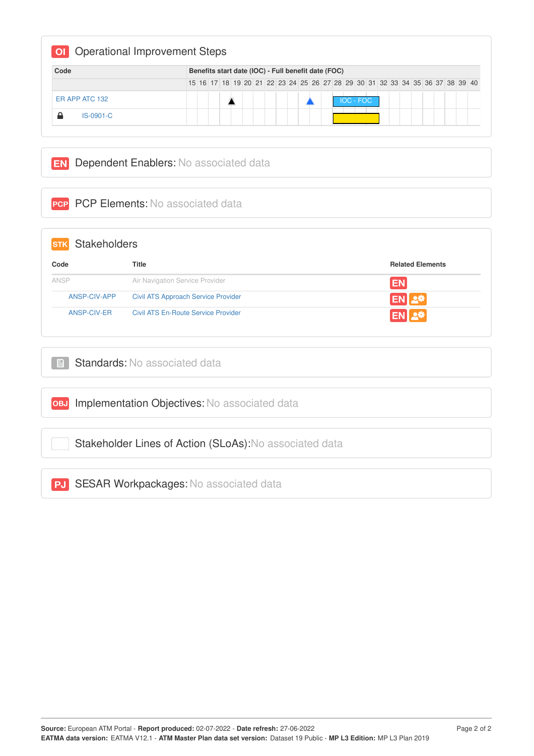## OI Operational Improvement Steps

| Code | Benefits start date (IOC) - Full benefit date (FOC) |
|---|---|
| | 15 16 17 18 19 20 21 22 23 24 25 26 27 28 29 30 31 32 33 34 35 36 37 38 39 40 |
| ER APP ATC 132 | IOC - FOC |
| IS-0901-C | |

## EN Dependent Enablers: No associated data

## PCP PCP Elements: No associated data

## STK Stakeholders

| Code | Title | Related Elements |
|---|---|---|
| ANSP | Air Navigation Service Provider | EN |
| ANSP-CIV-APP | Civil ATS Approach Service Provider | EN |
| ANSP-CIV-ER | Civil ATS En-Route Service Provider | EN |

## Standards: No associated data

## OBJ Implementation Objectives: No associated data

## Stakeholder Lines of Action (SLoAs): No associated data

## PJ SESAR Workpackages: No associated data

**Source:** European ATM Portal - **Report produced:** 02-07-2022 - **Date refresh:** 27-06-2022
**EATMA data version:** EATMA V12.1 - **ATM Master Plan data set version:** Dataset 19 Public - **MP L3 Edition:** MP L3 Plan 2019